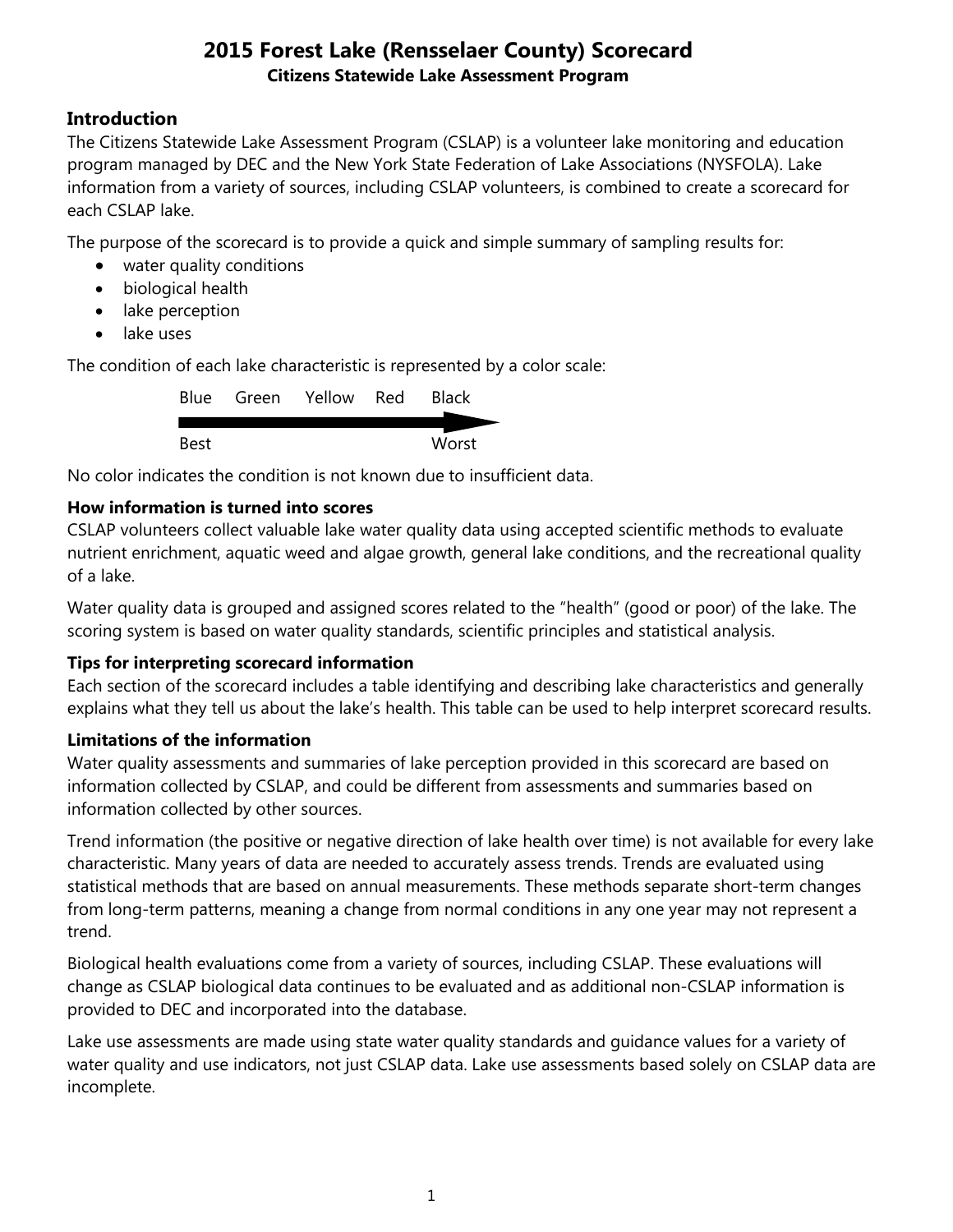# 2015 Forest Lake (Rensselaer County) Scorecard

**Citizens Statewide Lake Assessment Program**

## Introduction

The Citizens Statewide Lake Assessment Program (CSLAP) is a volunteer lake monitoring and education program managed by DEC and the New York State Federation of Lake Associations (NYSFOLA). Lake information from a variety of sources, including CSLAP volunteers, is combined to create a scorecard for each CSLAP lake.

The purpose of the scorecard is to provide a quick and simple summary of sampling results for:

- water quality conditions
- biological health
- lake perception
- lake uses

The condition of each lake characteristic is represented by a color scale:

Blue Green Yellow Red Black

Best → Worst

No color indicates the condition is not known due to insufficient data.

### How information is turned into scores

CSLAP volunteers collect valuable lake water quality data using accepted scientific methods to evaluate nutrient enrichment, aquatic weed and algae growth, general lake conditions, and the recreational quality of a lake.

Water quality data is grouped and assigned scores related to the "health" (good or poor) of the lake. The scoring system is based on water quality standards, scientific principles and statistical analysis.

### Tips for interpreting scorecard information

Each section of the scorecard includes a table identifying and describing lake characteristics and generally explains what they tell us about the lake's health. This table can be used to help interpret scorecard results.

### Limitations of the information

Water quality assessments and summaries of lake perception provided in this scorecard are based on information collected by CSLAP, and could be different from assessments and summaries based on information collected by other sources.

Trend information (the positive or negative direction of lake health over time) is not available for every lake characteristic. Many years of data are needed to accurately assess trends. Trends are evaluated using statistical methods that are based on annual measurements. These methods separate short-term changes from long-term patterns, meaning a change from normal conditions in any one year may not represent a trend.

Biological health evaluations come from a variety of sources, including CSLAP. These evaluations will change as CSLAP biological data continues to be evaluated and as additional non-CSLAP information is provided to DEC and incorporated into the database.

Lake use assessments are made using state water quality standards and guidance values for a variety of water quality and use indicators, not just CSLAP data. Lake use assessments based solely on CSLAP data are incomplete.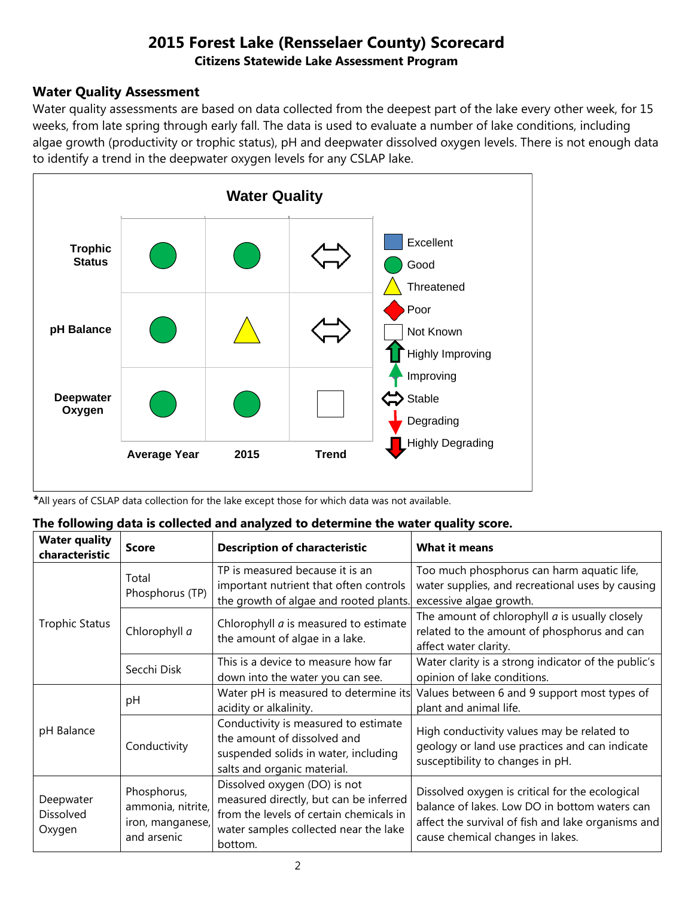# 2015 Forest Lake (Rensselaer County) Scorecard

**Citizens Statewide Lake Assessment Program**

## Water Quality Assessment

Water quality assessments are based on data collected from the deepest part of the lake every other week, for 15 weeks, from late spring through early fall. The data is used to evaluate a number of lake conditions, including algae growth (productivity or trophic status), pH and deepwater dissolved oxygen levels. There is not enough data to identify a trend in the deepwater oxygen levels for any CSLAP lake.

**Water Quality**

| | Average Year | 2015 | Trend |
|---|---|---|---|
| Trophic Status | Good | Good | Stable |
| pH Balance | Good | Threatened | Stable |
| Deepwater Oxygen | Good | Good | Not Known |

Legend: Excellent, Good, Threatened, Poor, Not Known, Highly Improving, Improving, Stable, Degrading, Highly Degrading

*All years of CSLAP data collection for the lake except those for which data was not available.

**The following data is collected and analyzed to determine the water quality score.**

| Water quality characteristic | Score | Description of characteristic | What it means |
|---|---|---|---|
| Trophic Status | Total Phosphorus (TP) | TP is measured because it is an important nutrient that often controls the growth of algae and rooted plants. | Too much phosphorus can harm aquatic life, water supplies, and recreational uses by causing excessive algae growth. |
| | Chlorophyll *a* | Chlorophyll *a* is measured to estimate the amount of algae in a lake. | The amount of chlorophyll *a* is usually closely related to the amount of phosphorus and can affect water clarity. |
| | Secchi Disk | This is a device to measure how far down into the water you can see. | Water clarity is a strong indicator of the public's opinion of lake conditions. |
| pH Balance | pH | Water pH is measured to determine its acidity or alkalinity. | Values between 6 and 9 support most types of plant and animal life. |
| | Conductivity | Conductivity is measured to estimate the amount of dissolved and suspended solids in water, including salts and organic material. | High conductivity values may be related to geology or land use practices and can indicate susceptibility to changes in pH. |
| Deepwater Dissolved Oxygen | Phosphorus, ammonia, nitrite, iron, manganese, and arsenic | Dissolved oxygen (DO) is not measured directly, but can be inferred from the levels of certain chemicals in water samples collected near the lake bottom. | Dissolved oxygen is critical for the ecological balance of lakes. Low DO in bottom waters can affect the survival of fish and lake organisms and cause chemical changes in lakes. |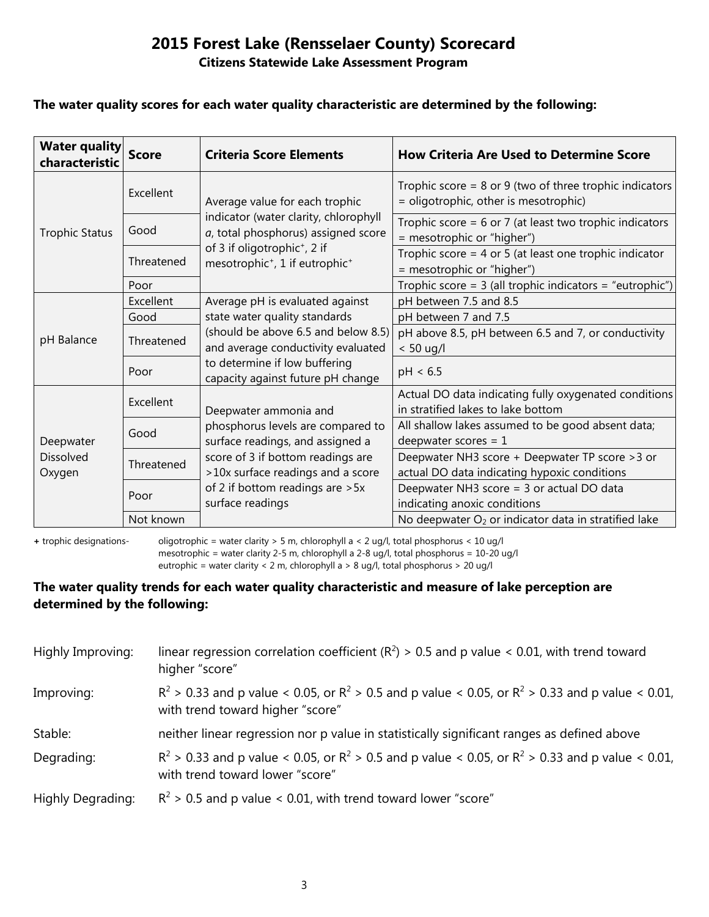# 2015 Forest Lake (Rensselaer County) Scorecard

## Citizens Statewide Lake Assessment Program

**The water quality scores for each water quality characteristic are determined by the following:**

| Water quality characteristic | Score | Criteria Score Elements | How Criteria Are Used to Determine Score |
|---|---|---|---|
| Trophic Status | Excellent | Average value for each trophic indicator (water clarity, chlorophyll *a*, total phosphorus) assigned score of 3 if oligotrophic+, 2 if mesotrophic+, 1 if eutrophic+ | Trophic score = 8 or 9 (two of three trophic indicators = oligotrophic, other is mesotrophic) |
| | Good | | Trophic score = 6 or 7 (at least two trophic indicators = mesotrophic or "higher") |
| | Threatened | | Trophic score = 4 or 5 (at least one trophic indicator = mesotrophic or "higher") |
| | Poor | | Trophic score = 3 (all trophic indicators = "eutrophic") |
| pH Balance | Excellent | Average pH is evaluated against state water quality standards (should be above 6.5 and below 8.5) and average conductivity evaluated to determine if low buffering capacity against future pH change | pH between 7.5 and 8.5 |
| | Good | | pH between 7 and 7.5 |
| | Threatened | | pH above 8.5, pH between 6.5 and 7, or conductivity < 50 ug/l |
| | Poor | | pH < 6.5 |
| Deepwater Dissolved Oxygen | Excellent | Deepwater ammonia and phosphorus levels are compared to surface readings, and assigned a score of 3 if bottom readings are >10x surface readings and a score of 2 if bottom readings are >5x surface readings | Actual DO data indicating fully oxygenated conditions in stratified lakes to lake bottom |
| | Good | | All shallow lakes assumed to be good absent data; deepwater scores = 1 |
| | Threatened | | Deepwater NH3 score + Deepwater TP score >3 or actual DO data indicating hypoxic conditions |
| | Poor | | Deepwater NH3 score = 3 or actual DO data indicating anoxic conditions |
| | Not known | | No deepwater $O_2$ or indicator data in stratified lake |

**+** trophic designations- oligotrophic = water clarity > 5 m, chlorophyll a < 2 ug/l, total phosphorus < 10 ug/l
mesotrophic = water clarity 2-5 m, chlorophyll a 2-8 ug/l, total phosphorus = 10-20 ug/l
eutrophic = water clarity < 2 m, chlorophyll a > 8 ug/l, total phosphorus > 20 ug/l

**The water quality trends for each water quality characteristic and measure of lake perception are determined by the following:**

Highly Improving: linear regression correlation coefficient ($R^2$) > 0.5 and p value < 0.01, with trend toward higher "score"

Improving: $R^2$ > 0.33 and p value < 0.05, or $R^2$ > 0.5 and p value < 0.05, or $R^2$ > 0.33 and p value < 0.01, with trend toward higher "score"

Stable: neither linear regression nor p value in statistically significant ranges as defined above

Degrading: $R^2$ > 0.33 and p value < 0.05, or $R^2$ > 0.5 and p value < 0.05, or $R^2$ > 0.33 and p value < 0.01, with trend toward lower "score"

Highly Degrading: $R^2$ > 0.5 and p value < 0.01, with trend toward lower "score"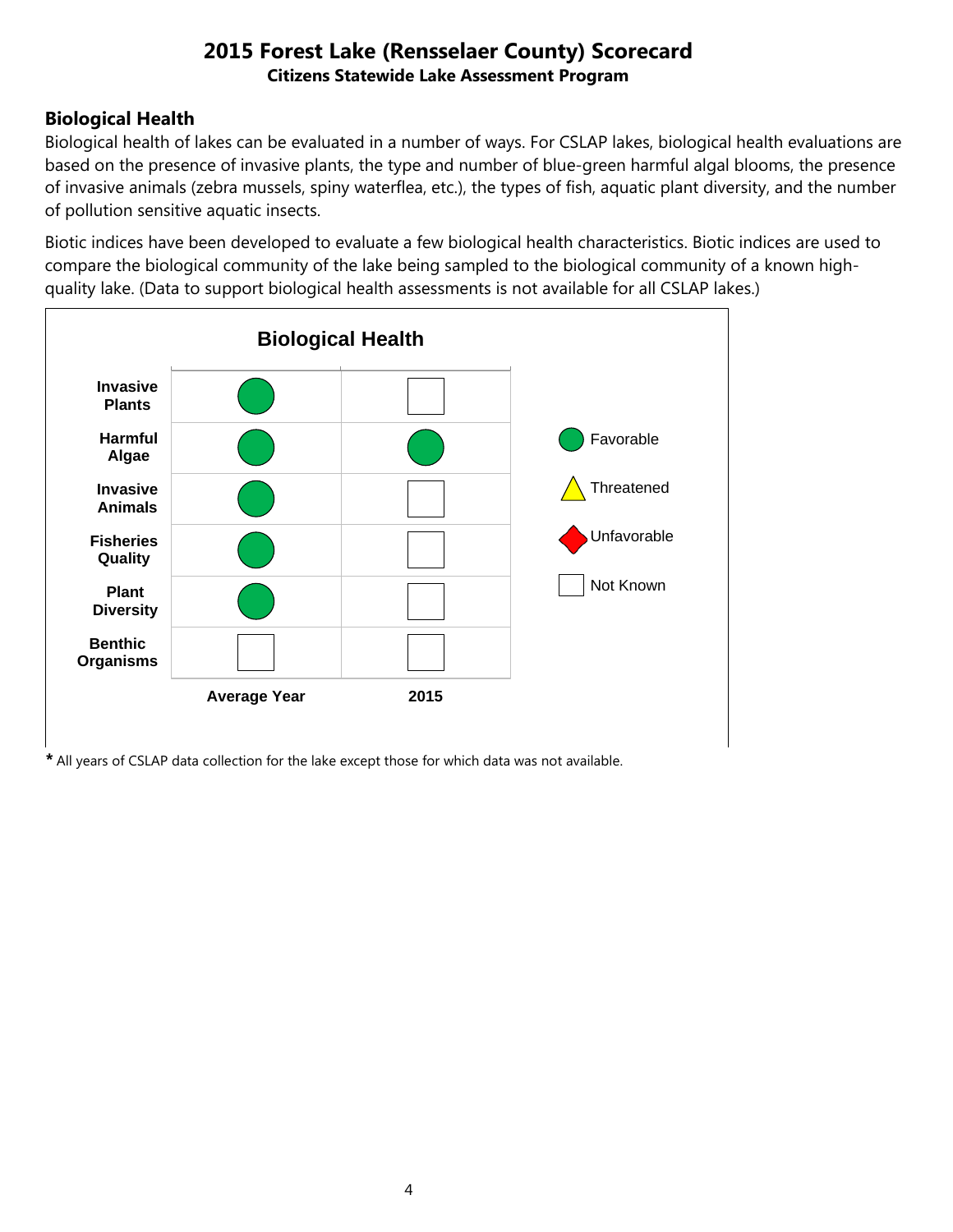# 2015 Forest Lake (Rensselaer County) Scorecard

**Citizens Statewide Lake Assessment Program**

## Biological Health

Biological health of lakes can be evaluated in a number of ways. For CSLAP lakes, biological health evaluations are based on the presence of invasive plants, the type and number of blue-green harmful algal blooms, the presence of invasive animals (zebra mussels, spiny waterflea, etc.), the types of fish, aquatic plant diversity, and the number of pollution sensitive aquatic insects.

Biotic indices have been developed to evaluate a few biological health characteristics. Biotic indices are used to compare the biological community of the lake being sampled to the biological community of a known high-quality lake. (Data to support biological health assessments is not available for all CSLAP lakes.)

**Biological Health**

| | Average Year | 2015 |
|---|---|---|
| **Invasive Plants** | Favorable | Not Known |
| **Harmful Algae** | Favorable | Favorable |
| **Invasive Animals** | Favorable | Not Known |
| **Fisheries Quality** | Favorable | Not Known |
| **Plant Diversity** | Favorable | Not Known |
| **Benthic Organisms** | Not Known | Not Known |

Legend: Favorable, Threatened, Unfavorable, Not Known

***** All years of CSLAP data collection for the lake except those for which data was not available.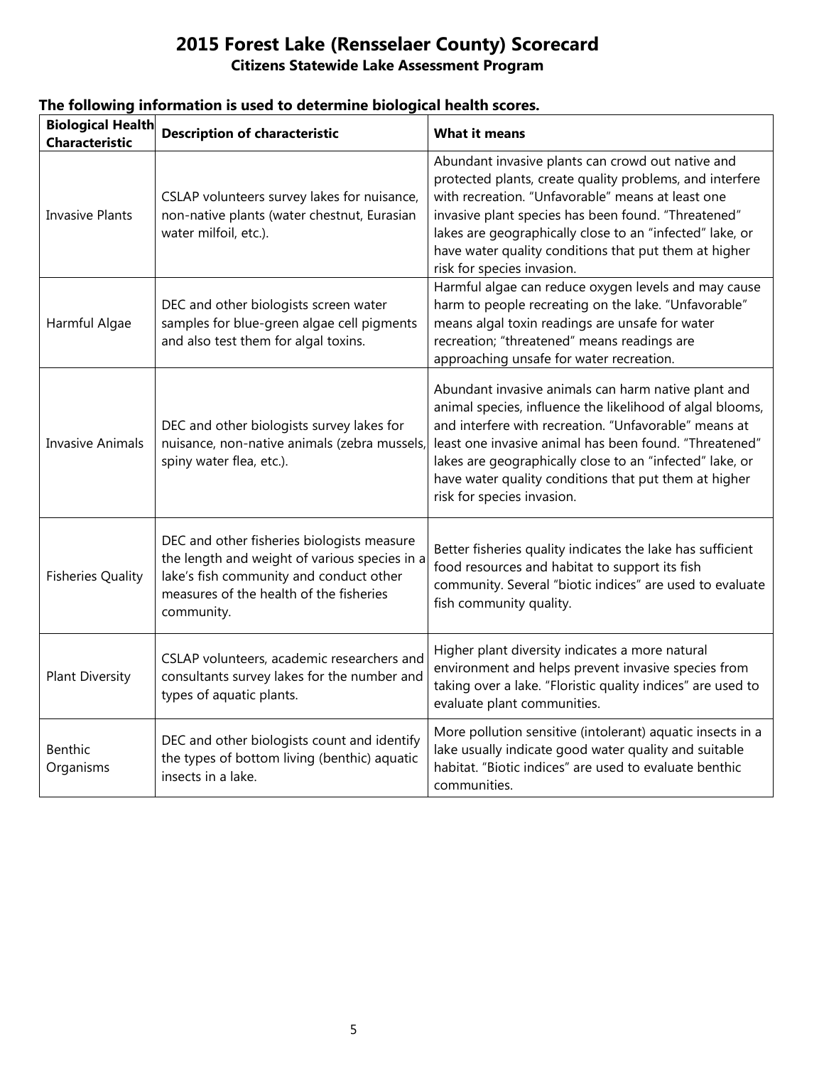# 2015 Forest Lake (Rensselaer County) Scorecard

**Citizens Statewide Lake Assessment Program**

**The following information is used to determine biological health scores.**

| Biological Health Characteristic | Description of characteristic | What it means |
|---|---|---|
| Invasive Plants | CSLAP volunteers survey lakes for nuisance, non-native plants (water chestnut, Eurasian water milfoil, etc.). | Abundant invasive plants can crowd out native and protected plants, create quality problems, and interfere with recreation. "Unfavorable" means at least one invasive plant species has been found. "Threatened" lakes are geographically close to an "infected" lake, or have water quality conditions that put them at higher risk for species invasion. |
| Harmful Algae | DEC and other biologists screen water samples for blue-green algae cell pigments and also test them for algal toxins. | Harmful algae can reduce oxygen levels and may cause harm to people recreating on the lake. "Unfavorable" means algal toxin readings are unsafe for water recreation; "threatened" means readings are approaching unsafe for water recreation. |
| Invasive Animals | DEC and other biologists survey lakes for nuisance, non-native animals (zebra mussels, spiny water flea, etc.). | Abundant invasive animals can harm native plant and animal species, influence the likelihood of algal blooms, and interfere with recreation. "Unfavorable" means at least one invasive animal has been found. "Threatened" lakes are geographically close to an "infected" lake, or have water quality conditions that put them at higher risk for species invasion. |
| Fisheries Quality | DEC and other fisheries biologists measure the length and weight of various species in a lake's fish community and conduct other measures of the health of the fisheries community. | Better fisheries quality indicates the lake has sufficient food resources and habitat to support its fish community. Several "biotic indices" are used to evaluate fish community quality. |
| Plant Diversity | CSLAP volunteers, academic researchers and consultants survey lakes for the number and types of aquatic plants. | Higher plant diversity indicates a more natural environment and helps prevent invasive species from taking over a lake. "Floristic quality indices" are used to evaluate plant communities. |
| Benthic Organisms | DEC and other biologists count and identify the types of bottom living (benthic) aquatic insects in a lake. | More pollution sensitive (intolerant) aquatic insects in a lake usually indicate good water quality and suitable habitat. "Biotic indices" are used to evaluate benthic communities. |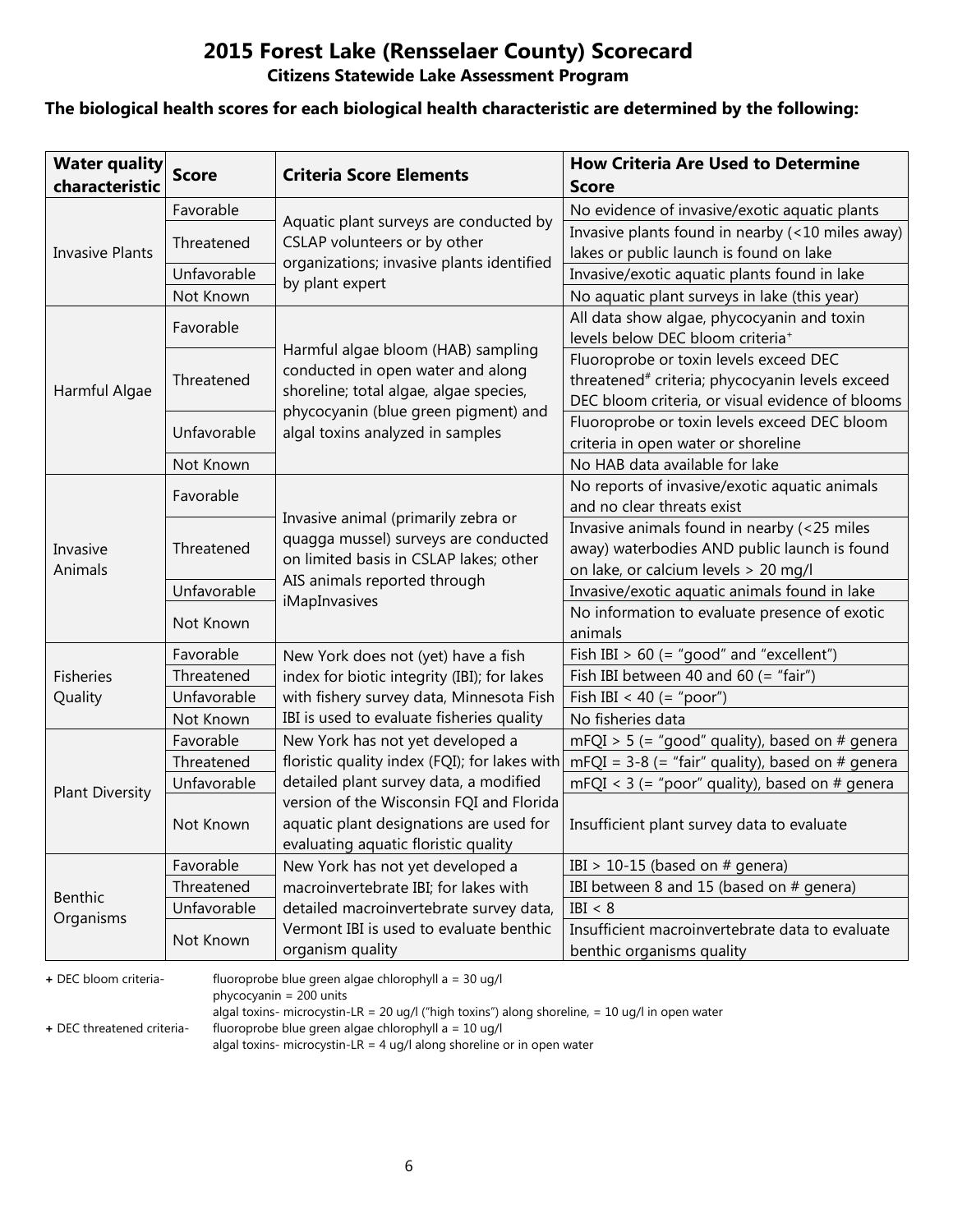# 2015 Forest Lake (Rensselaer County) Scorecard

## Citizens Statewide Lake Assessment Program

**The biological health scores for each biological health characteristic are determined by the following:**

| Water quality characteristic | Score | Criteria Score Elements | How Criteria Are Used to Determine Score |
|---|---|---|---|
| Invasive Plants | Favorable | Aquatic plant surveys are conducted by CSLAP volunteers or by other organizations; invasive plants identified by plant expert | No evidence of invasive/exotic aquatic plants |
| | Threatened | | Invasive plants found in nearby (<10 miles away) lakes or public launch is found on lake |
| | Unfavorable | | Invasive/exotic aquatic plants found in lake |
| | Not Known | | No aquatic plant surveys in lake (this year) |
| Harmful Algae | Favorable | Harmful algae bloom (HAB) sampling conducted in open water and along shoreline; total algae, algae species, phycocyanin (blue green pigment) and algal toxins analyzed in samples | All data show algae, phycocyanin and toxin levels below DEC bloom criteria⁺ |
| | Threatened | | Fluoroprobe or toxin levels exceed DEC threatened# criteria; phycocyanin levels exceed DEC bloom criteria, or visual evidence of blooms |
| | Unfavorable | | Fluoroprobe or toxin levels exceed DEC bloom criteria in open water or shoreline |
| | Not Known | | No HAB data available for lake |
| Invasive Animals | Favorable | Invasive animal (primarily zebra or quagga mussel) surveys are conducted on limited basis in CSLAP lakes; other AIS animals reported through iMapInvasives | No reports of invasive/exotic aquatic animals and no clear threats exist |
| | Threatened | | Invasive animals found in nearby (<25 miles away) waterbodies AND public launch is found on lake, or calcium levels > 20 mg/l |
| | Unfavorable | | Invasive/exotic aquatic animals found in lake |
| | Not Known | | No information to evaluate presence of exotic animals |
| Fisheries Quality | Favorable | New York does not (yet) have a fish index for biotic integrity (IBI); for lakes with fishery survey data, Minnesota Fish IBI is used to evaluate fisheries quality | Fish IBI > 60 (= "good" and "excellent") |
| | Threatened | | Fish IBI between 40 and 60 (= "fair") |
| | Unfavorable | | Fish IBI < 40 (= "poor") |
| | Not Known | | No fisheries data |
| Plant Diversity | Favorable | New York has not yet developed a floristic quality index (FQI); for lakes with detailed plant survey data, a modified version of the Wisconsin FQI and Florida aquatic plant designations are used for evaluating aquatic floristic quality | mFQI > 5 (= "good" quality), based on # genera |
| | Threatened | | mFQI = 3-8 (= "fair" quality), based on # genera |
| | Unfavorable | | mFQI < 3 (= "poor" quality), based on # genera |
| | Not Known | | Insufficient plant survey data to evaluate |
| Benthic Organisms | Favorable | New York has not yet developed a macroinvertebrate IBI; for lakes with detailed macroinvertebrate survey data, Vermont IBI is used to evaluate benthic organism quality | IBI > 10-15 (based on # genera) |
| | Threatened | | IBI between 8 and 15 (based on # genera) |
| | Unfavorable | | IBI < 8 |
| | Not Known | | Insufficient macroinvertebrate data to evaluate benthic organisms quality |

**+** DEC bloom criteria- fluoroprobe blue green algae chlorophyll a = 30 ug/l
phycocyanin = 200 units
algal toxins- microcystin-LR = 20 ug/l ("high toxins") along shoreline, = 10 ug/l in open water

**+** DEC threatened criteria- fluoroprobe blue green algae chlorophyll a = 10 ug/l
algal toxins- microcystin-LR = 4 ug/l along shoreline or in open water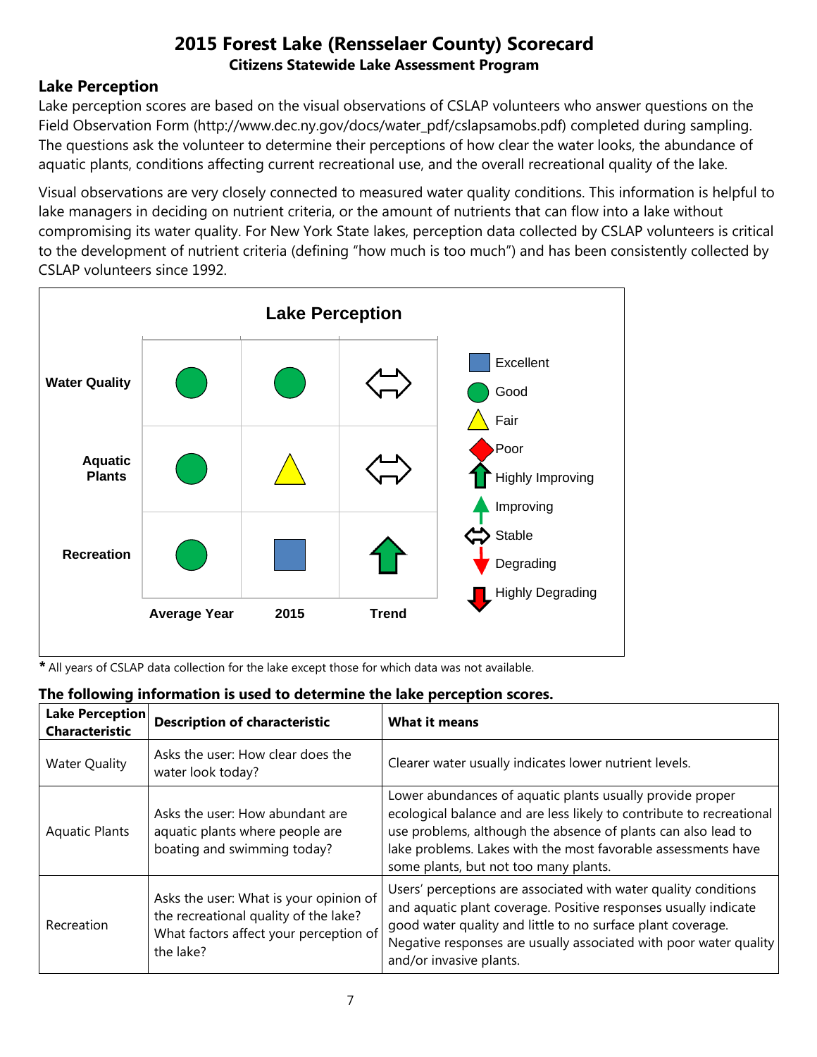# 2015 Forest Lake (Rensselaer County) Scorecard

## Citizens Statewide Lake Assessment Program

### Lake Perception

Lake perception scores are based on the visual observations of CSLAP volunteers who answer questions on the Field Observation Form (http://www.dec.ny.gov/docs/water_pdf/cslapsamobs.pdf) completed during sampling. The questions ask the volunteer to determine their perceptions of how clear the water looks, the abundance of aquatic plants, conditions affecting current recreational use, and the overall recreational quality of the lake.

Visual observations are very closely connected to measured water quality conditions. This information is helpful to lake managers in deciding on nutrient criteria, or the amount of nutrients that can flow into a lake without compromising its water quality. For New York State lakes, perception data collected by CSLAP volunteers is critical to the development of nutrient criteria (defining "how much is too much") and has been consistently collected by CSLAP volunteers since 1992.

**Lake Perception**

| | Average Year | 2015 | Trend |
|---|---|---|---|
| **Water Quality** | Good | Good | Stable |
| **Aquatic Plants** | Good | Fair | Stable |
| **Recreation** | Good | Excellent | Highly Improving |

Legend: Excellent, Good, Fair, Poor, Highly Improving, Improving, Stable, Degrading, Highly Degrading

**\*** All years of CSLAP data collection for the lake except those for which data was not available.

### The following information is used to determine the lake perception scores.

| Lake Perception Characteristic | Description of characteristic | What it means |
|---|---|---|
| Water Quality | Asks the user: How clear does the water look today? | Clearer water usually indicates lower nutrient levels. |
| Aquatic Plants | Asks the user: How abundant are aquatic plants where people are boating and swimming today? | Lower abundances of aquatic plants usually provide proper ecological balance and are less likely to contribute to recreational use problems, although the absence of plants can also lead to lake problems. Lakes with the most favorable assessments have some plants, but not too many plants. |
| Recreation | Asks the user: What is your opinion of the recreational quality of the lake? What factors affect your perception of the lake? | Users' perceptions are associated with water quality conditions and aquatic plant coverage. Positive responses usually indicate good water quality and little to no surface plant coverage. Negative responses are usually associated with poor water quality and/or invasive plants. |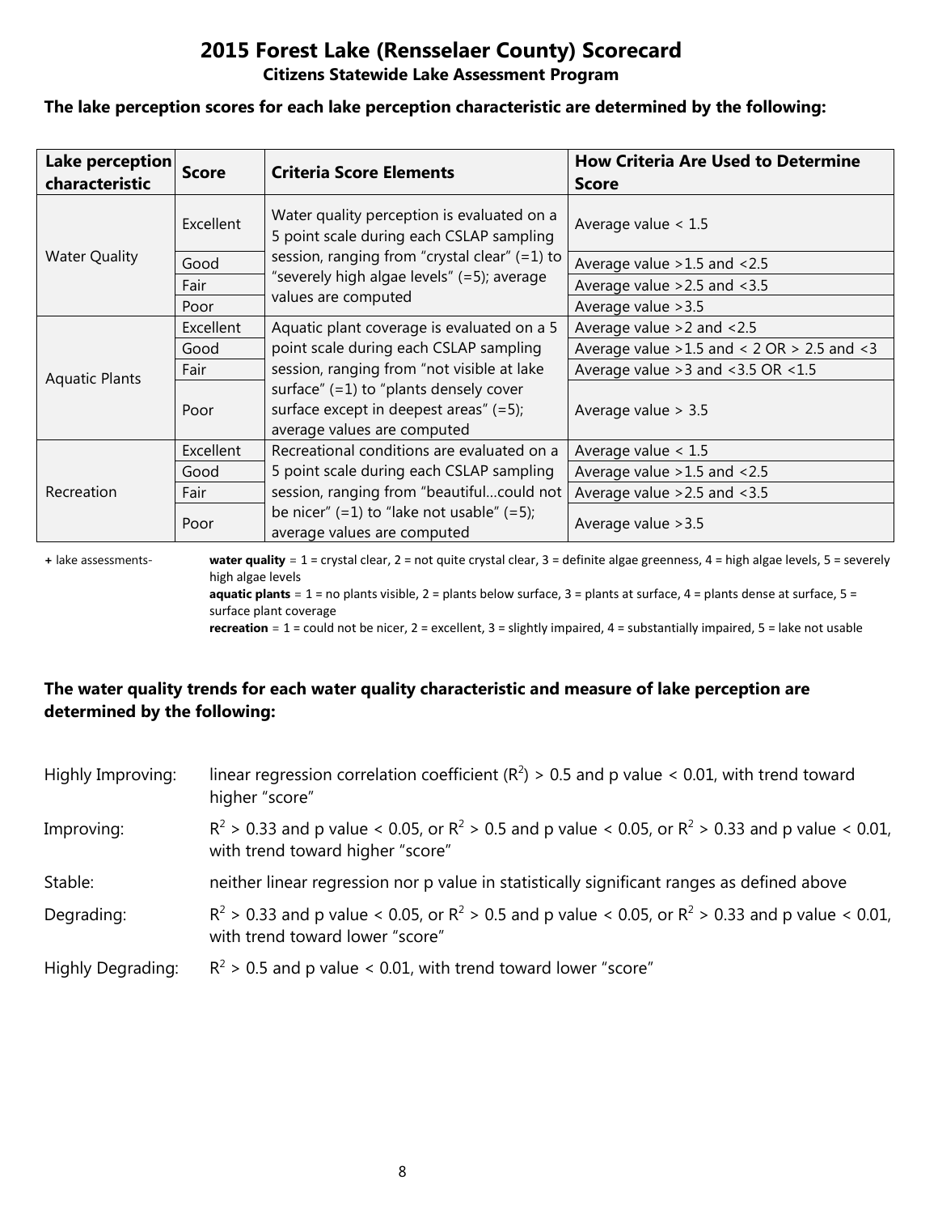# 2015 Forest Lake (Rensselaer County) Scorecard

**Citizens Statewide Lake Assessment Program**

**The lake perception scores for each lake perception characteristic are determined by the following:**

| Lake perception characteristic | Score | Criteria Score Elements | How Criteria Are Used to Determine Score |
|---|---|---|---|
| Water Quality | Excellent | Water quality perception is evaluated on a 5 point scale during each CSLAP sampling session, ranging from "crystal clear" (=1) to "severely high algae levels" (=5); average values are computed | Average value < 1.5 |
| | Good | | Average value >1.5 and <2.5 |
| | Fair | | Average value >2.5 and <3.5 |
| | Poor | | Average value >3.5 |
| Aquatic Plants | Excellent | Aquatic plant coverage is evaluated on a 5 point scale during each CSLAP sampling session, ranging from "not visible at lake surface" (=1) to "plants densely cover surface except in deepest areas" (=5); average values are computed | Average value >2 and <2.5 |
| | Good | | Average value >1.5 and < 2 OR > 2.5 and <3 |
| | Fair | | Average value >3 and <3.5 OR <1.5 |
| | Poor | | Average value > 3.5 |
| Recreation | Excellent | Recreational conditions are evaluated on a 5 point scale during each CSLAP sampling session, ranging from "beautiful…could not be nicer" (=1) to "lake not usable" (=5); average values are computed | Average value < 1.5 |
| | Good | | Average value >1.5 and <2.5 |
| | Fair | | Average value >2.5 and <3.5 |
| | Poor | | Average value >3.5 |

+ lake assessments- **water quality** = 1 = crystal clear, 2 = not quite crystal clear, 3 = definite algae greenness, 4 = high algae levels, 5 = severely high algae levels
**aquatic plants** = 1 = no plants visible, 2 = plants below surface, 3 = plants at surface, 4 = plants dense at surface, 5 = surface plant coverage
**recreation** = 1 = could not be nicer, 2 = excellent, 3 = slightly impaired, 4 = substantially impaired, 5 = lake not usable

**The water quality trends for each water quality characteristic and measure of lake perception are determined by the following:**

Highly Improving: linear regression correlation coefficient ($R^2$) > 0.5 and p value < 0.01, with trend toward higher "score"

Improving: $R^2$ > 0.33 and p value < 0.05, or $R^2$ > 0.5 and p value < 0.05, or $R^2$ > 0.33 and p value < 0.01, with trend toward higher "score"

Stable: neither linear regression nor p value in statistically significant ranges as defined above

Degrading: $R^2$ > 0.33 and p value < 0.05, or $R^2$ > 0.5 and p value < 0.05, or $R^2$ > 0.33 and p value < 0.01, with trend toward lower "score"

Highly Degrading: $R^2$ > 0.5 and p value < 0.01, with trend toward lower "score"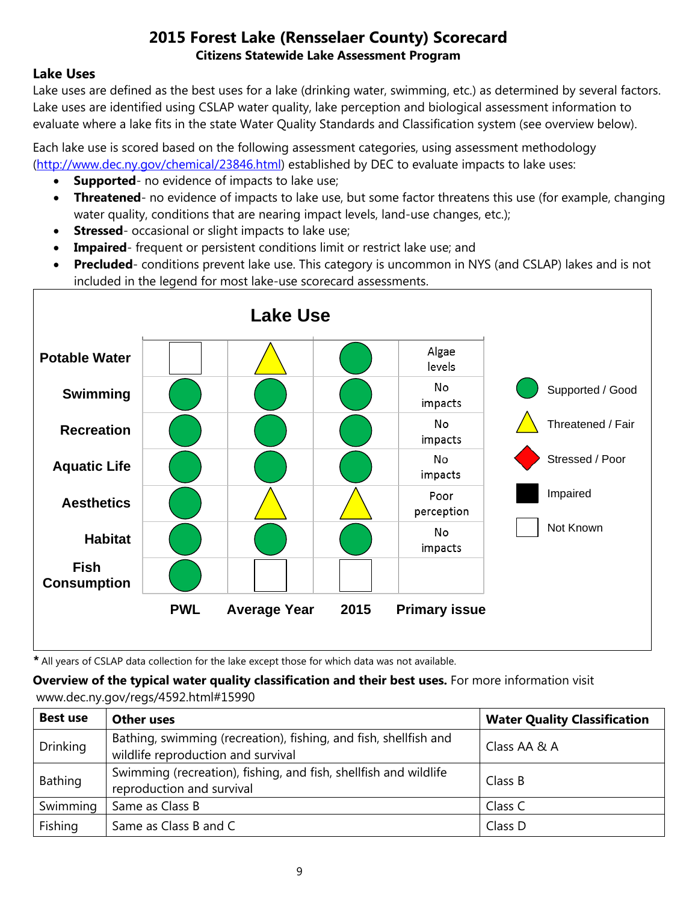# 2015 Forest Lake (Rensselaer County) Scorecard

**Citizens Statewide Lake Assessment Program**

## Lake Uses

Lake uses are defined as the best uses for a lake (drinking water, swimming, etc.) as determined by several factors. Lake uses are identified using CSLAP water quality, lake perception and biological assessment information to evaluate where a lake fits in the state Water Quality Standards and Classification system (see overview below).

Each lake use is scored based on the following assessment categories, using assessment methodology (http://www.dec.ny.gov/chemical/23846.html) established by DEC to evaluate impacts to lake uses:

- **Supported**- no evidence of impacts to lake use;
- **Threatened**- no evidence of impacts to lake use, but some factor threatens this use (for example, changing water quality, conditions that are nearing impact levels, land-use changes, etc.);
- **Stressed**- occasional or slight impacts to lake use;
- **Impaired**- frequent or persistent conditions limit or restrict lake use; and
- **Precluded**- conditions prevent lake use. This category is uncommon in NYS (and CSLAP) lakes and is not included in the legend for most lake-use scorecard assessments.

**Lake Use**

| | PWL | Average Year | 2015 | Primary issue |
|---|---|---|---|---|
| Potable Water | Not Known | Threatened / Fair | Supported / Good | Algae levels |
| Swimming | Supported / Good | Supported / Good | Supported / Good | No impacts |
| Recreation | Supported / Good | Supported / Good | Supported / Good | No impacts |
| Aquatic Life | Supported / Good | Supported / Good | Supported / Good | No impacts |
| Aesthetics | Supported / Good | Threatened / Fair | Threatened / Fair | Poor perception |
| Habitat | Supported / Good | Supported / Good | Supported / Good | No impacts |
| Fish Consumption | Supported / Good | Not Known | Not Known | |

Legend: Supported / Good; Threatened / Fair; Stressed / Poor; Impaired; Not Known

**\*** All years of CSLAP data collection for the lake except those for which data was not available.

**Overview of the typical water quality classification and their best uses.** For more information visit www.dec.ny.gov/regs/4592.html#15990

| Best use | Other uses | Water Quality Classification |
|---|---|---|
| Drinking | Bathing, swimming (recreation), fishing, and fish, shellfish and wildlife reproduction and survival | Class AA & A |
| Bathing | Swimming (recreation), fishing, and fish, shellfish and wildlife reproduction and survival | Class B |
| Swimming | Same as Class B | Class C |
| Fishing | Same as Class B and C | Class D |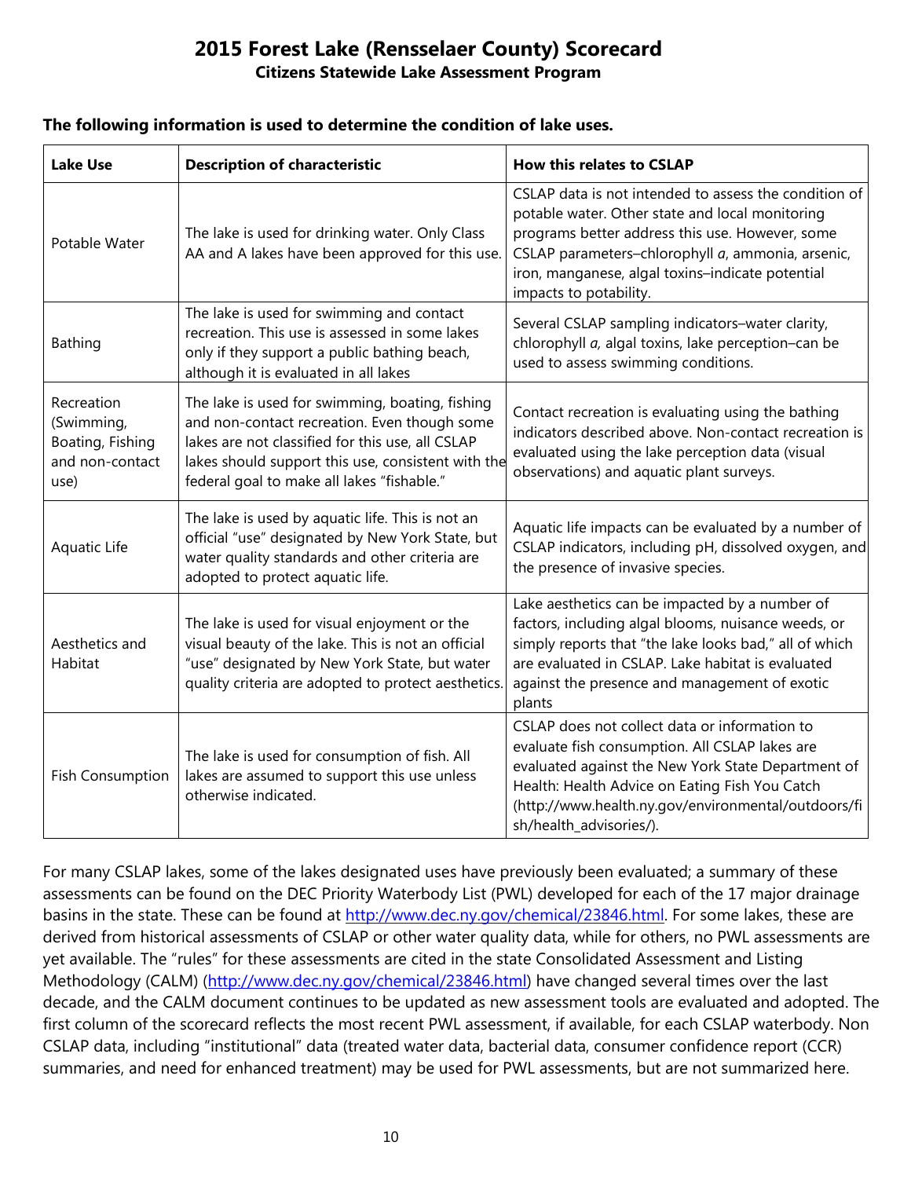# 2015 Forest Lake (Rensselaer County) Scorecard

## Citizens Statewide Lake Assessment Program

**The following information is used to determine the condition of lake uses.**

| **Lake Use** | **Description of characteristic** | **How this relates to CSLAP** |
|---|---|---|
| Potable Water | The lake is used for drinking water. Only Class AA and A lakes have been approved for this use. | CSLAP data is not intended to assess the condition of potable water. Other state and local monitoring programs better address this use. However, some CSLAP parameters–chlorophyll *a*, ammonia, arsenic, iron, manganese, algal toxins–indicate potential impacts to potability. |
| Bathing | The lake is used for swimming and contact recreation. This use is assessed in some lakes only if they support a public bathing beach, although it is evaluated in all lakes | Several CSLAP sampling indicators–water clarity, chlorophyll *a,* algal toxins, lake perception–can be used to assess swimming conditions. |
| Recreation (Swimming, Boating, Fishing and non-contact use) | The lake is used for swimming, boating, fishing and non-contact recreation. Even though some lakes are not classified for this use, all CSLAP lakes should support this use, consistent with the federal goal to make all lakes "fishable." | Contact recreation is evaluating using the bathing indicators described above. Non-contact recreation is evaluated using the lake perception data (visual observations) and aquatic plant surveys. |
| Aquatic Life | The lake is used by aquatic life. This is not an official "use" designated by New York State, but water quality standards and other criteria are adopted to protect aquatic life. | Aquatic life impacts can be evaluated by a number of CSLAP indicators, including pH, dissolved oxygen, and the presence of invasive species. |
| Aesthetics and Habitat | The lake is used for visual enjoyment or the visual beauty of the lake. This is not an official "use" designated by New York State, but water quality criteria are adopted to protect aesthetics. | Lake aesthetics can be impacted by a number of factors, including algal blooms, nuisance weeds, or simply reports that "the lake looks bad," all of which are evaluated in CSLAP. Lake habitat is evaluated against the presence and management of exotic plants |
| Fish Consumption | The lake is used for consumption of fish. All lakes are assumed to support this use unless otherwise indicated. | CSLAP does not collect data or information to evaluate fish consumption. All CSLAP lakes are evaluated against the New York State Department of Health: Health Advice on Eating Fish You Catch (http://www.health.ny.gov/environmental/outdoors/fish/health_advisories/). |

For many CSLAP lakes, some of the lakes designated uses have previously been evaluated; a summary of these assessments can be found on the DEC Priority Waterbody List (PWL) developed for each of the 17 major drainage basins in the state. These can be found at http://www.dec.ny.gov/chemical/23846.html. For some lakes, these are derived from historical assessments of CSLAP or other water quality data, while for others, no PWL assessments are yet available. The "rules" for these assessments are cited in the state Consolidated Assessment and Listing Methodology (CALM) (http://www.dec.ny.gov/chemical/23846.html) have changed several times over the last decade, and the CALM document continues to be updated as new assessment tools are evaluated and adopted. The first column of the scorecard reflects the most recent PWL assessment, if available, for each CSLAP waterbody. Non CSLAP data, including "institutional" data (treated water data, bacterial data, consumer confidence report (CCR) summaries, and need for enhanced treatment) may be used for PWL assessments, but are not summarized here.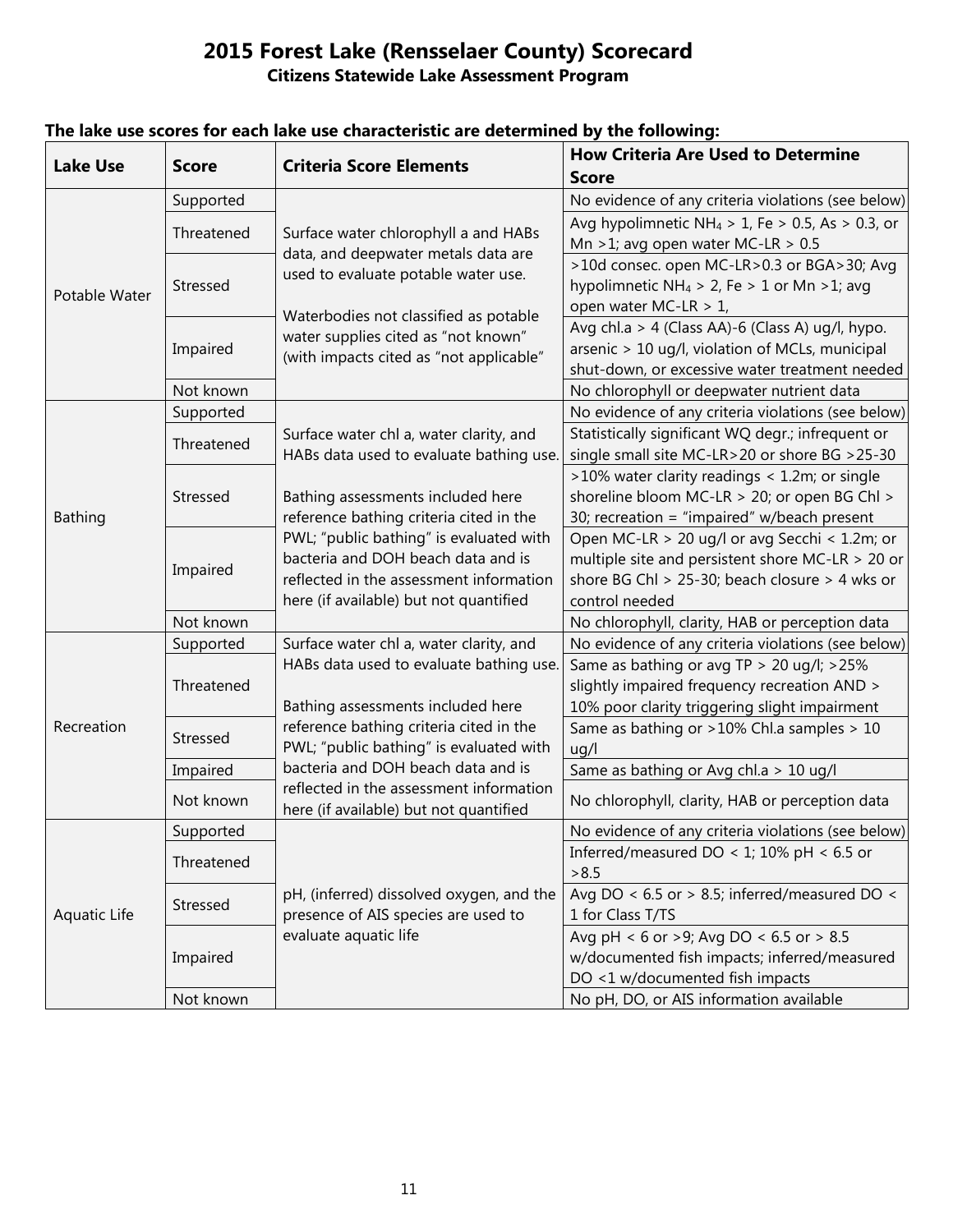# 2015 Forest Lake (Rensselaer County) Scorecard

## Citizens Statewide Lake Assessment Program

**The lake use scores for each lake use characteristic are determined by the following:**

| Lake Use | Score | Criteria Score Elements | How Criteria Are Used to Determine Score |
|---|---|---|---|
| Potable Water | Supported | Surface water chlorophyll a and HABs data, and deepwater metals data are used to evaluate potable water use. Waterbodies not classified as potable water supplies cited as "not known" (with impacts cited as "not applicable" | No evidence of any criteria violations (see below) |
| | Threatened | | Avg hypolimnetic $NH_4 > 1$, Fe > 0.5, As > 0.3, or Mn >1; avg open water MC-LR > 0.5 |
| | Stressed | | >10d consec. open MC-LR>0.3 or BGA>30; Avg hypolimnetic $NH_4 > 2$, Fe > 1 or Mn >1; avg open water MC-LR > 1, |
| | Impaired | | Avg chl.a > 4 (Class AA)-6 (Class A) ug/l, hypo. arsenic > 10 ug/l, violation of MCLs, municipal shut-down, or excessive water treatment needed |
| | Not known | | No chlorophyll or deepwater nutrient data |
| Bathing | Supported | Surface water chl a, water clarity, and HABs data used to evaluate bathing use. Bathing assessments included here reference bathing criteria cited in the PWL; "public bathing" is evaluated with bacteria and DOH beach data and is reflected in the assessment information here (if available) but not quantified | No evidence of any criteria violations (see below) |
| | Threatened | | Statistically significant WQ degr.; infrequent or single small site MC-LR>20 or shore BG >25-30 |
| | Stressed | | >10% water clarity readings < 1.2m; or single shoreline bloom MC-LR > 20; or open BG Chl > 30; recreation = "impaired" w/beach present |
| | Impaired | | Open MC-LR > 20 ug/l or avg Secchi < 1.2m; or multiple site and persistent shore MC-LR > 20 or shore BG Chl > 25-30; beach closure > 4 wks or control needed |
| | Not known | | No chlorophyll, clarity, HAB or perception data |
| Recreation | Supported | Surface water chl a, water clarity, and HABs data used to evaluate bathing use. Bathing assessments included here reference bathing criteria cited in the PWL; "public bathing" is evaluated with bacteria and DOH beach data and is reflected in the assessment information here (if available) but not quantified | No evidence of any criteria violations (see below) |
| | Threatened | | Same as bathing or avg TP > 20 ug/l; >25% slightly impaired frequency recreation AND > 10% poor clarity triggering slight impairment |
| | Stressed | | Same as bathing or >10% Chl.a samples > 10 ug/l |
| | Impaired | | Same as bathing or Avg chl.a > 10 ug/l |
| | Not known | | No chlorophyll, clarity, HAB or perception data |
| Aquatic Life | Supported | pH, (inferred) dissolved oxygen, and the presence of AIS species are used to evaluate aquatic life | No evidence of any criteria violations (see below) |
| | Threatened | | Inferred/measured DO < 1; 10% pH < 6.5 or >8.5 |
| | Stressed | | Avg DO < 6.5 or > 8.5; inferred/measured DO < 1 for Class T/TS |
| | Impaired | | Avg pH < 6 or >9; Avg DO < 6.5 or > 8.5 w/documented fish impacts; inferred/measured DO <1 w/documented fish impacts |
| | Not known | | No pH, DO, or AIS information available |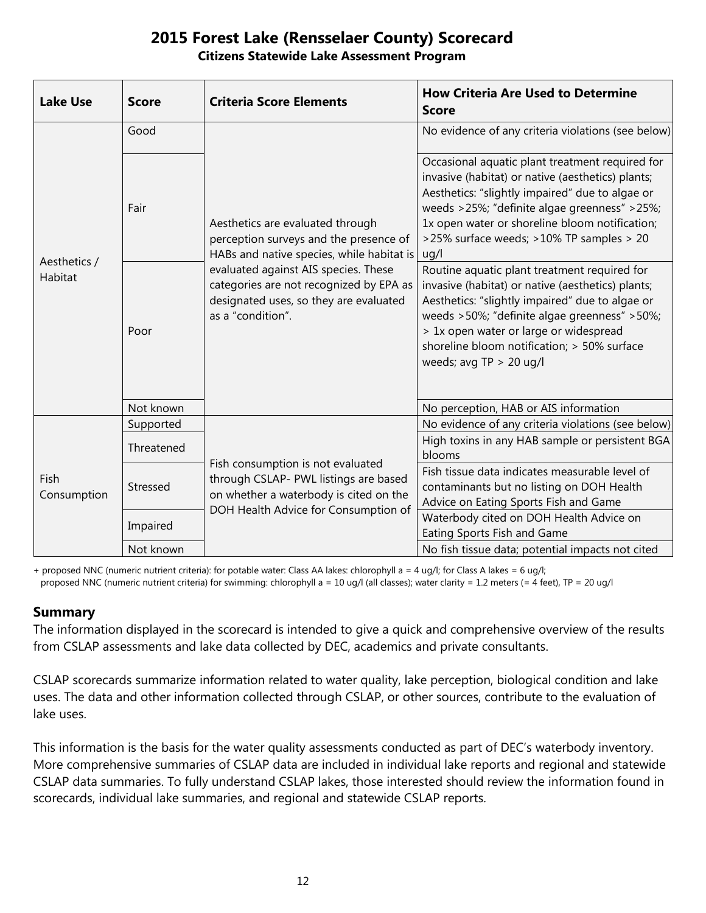# 2015 Forest Lake (Rensselaer County) Scorecard

**Citizens Statewide Lake Assessment Program**

| Lake Use | Score | Criteria Score Elements | How Criteria Are Used to Determine Score |
|---|---|---|---|
| Aesthetics / Habitat | Good | Aesthetics are evaluated through perception surveys and the presence of HABs and native species, while habitat is evaluated against AIS species. These categories are not recognized by EPA as designated uses, so they are evaluated as a "condition". | No evidence of any criteria violations (see below) |
| | Fair | | Occasional aquatic plant treatment required for invasive (habitat) or native (aesthetics) plants; Aesthetics: "slightly impaired" due to algae or weeds >25%; "definite algae greenness" >25%; 1x open water or shoreline bloom notification; >25% surface weeds; >10% TP samples > 20 ug/l |
| | Poor | | Routine aquatic plant treatment required for invasive (habitat) or native (aesthetics) plants; Aesthetics: "slightly impaired" due to algae or weeds >50%; "definite algae greenness" >50%; > 1x open water or large or widespread shoreline bloom notification; > 50% surface weeds; avg TP > 20 ug/l |
| | Not known | | No perception, HAB or AIS information |
| Fish Consumption | Supported | Fish consumption is not evaluated through CSLAP- PWL listings are based on whether a waterbody is cited on the DOH Health Advice for Consumption of | No evidence of any criteria violations (see below) |
| | Threatened | | High toxins in any HAB sample or persistent BGA blooms |
| | Stressed | | Fish tissue data indicates measurable level of contaminants but no listing on DOH Health Advice on Eating Sports Fish and Game |
| | Impaired | | Waterbody cited on DOH Health Advice on Eating Sports Fish and Game |
| | Not known | | No fish tissue data; potential impacts not cited |

+ proposed NNC (numeric nutrient criteria): for potable water: Class AA lakes: chlorophyll a = 4 ug/l; for Class A lakes = 6 ug/l;
proposed NNC (numeric nutrient criteria) for swimming: chlorophyll a = 10 ug/l (all classes); water clarity = 1.2 meters (= 4 feet), TP = 20 ug/l

## Summary

The information displayed in the scorecard is intended to give a quick and comprehensive overview of the results from CSLAP assessments and lake data collected by DEC, academics and private consultants.

CSLAP scorecards summarize information related to water quality, lake perception, biological condition and lake uses. The data and other information collected through CSLAP, or other sources, contribute to the evaluation of lake uses.

This information is the basis for the water quality assessments conducted as part of DEC's waterbody inventory. More comprehensive summaries of CSLAP data are included in individual lake reports and regional and statewide CSLAP data summaries. To fully understand CSLAP lakes, those interested should review the information found in scorecards, individual lake summaries, and regional and statewide CSLAP reports.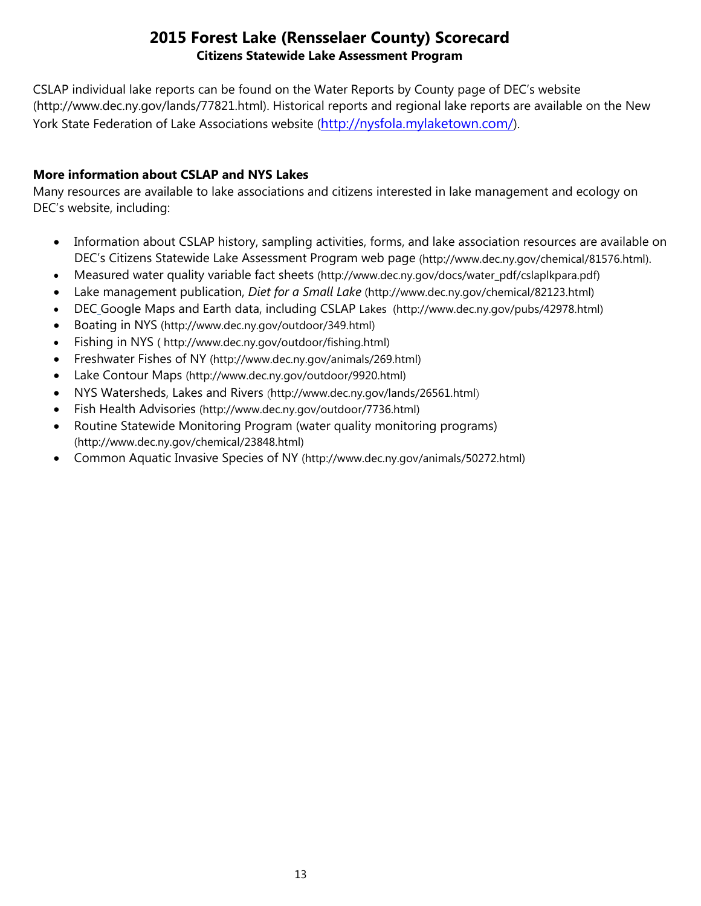# 2015 Forest Lake (Rensselaer County) Scorecard

### Citizens Statewide Lake Assessment Program

CSLAP individual lake reports can be found on the Water Reports by County page of DEC's website (http://www.dec.ny.gov/lands/77821.html). Historical reports and regional lake reports are available on the New York State Federation of Lake Associations website (http://nysfola.mylaketown.com/).

**More information about CSLAP and NYS Lakes**

Many resources are available to lake associations and citizens interested in lake management and ecology on DEC's website, including:

- Information about CSLAP history, sampling activities, forms, and lake association resources are available on DEC's Citizens Statewide Lake Assessment Program web page (http://www.dec.ny.gov/chemical/81576.html).
- Measured water quality variable fact sheets (http://www.dec.ny.gov/docs/water_pdf/cslaplkpara.pdf)
- Lake management publication, *Diet for a Small Lake* (http://www.dec.ny.gov/chemical/82123.html)
- DEC Google Maps and Earth data, including CSLAP Lakes (http://www.dec.ny.gov/pubs/42978.html)
- Boating in NYS (http://www.dec.ny.gov/outdoor/349.html)
- Fishing in NYS ( http://www.dec.ny.gov/outdoor/fishing.html)
- Freshwater Fishes of NY (http://www.dec.ny.gov/animals/269.html)
- Lake Contour Maps (http://www.dec.ny.gov/outdoor/9920.html)
- NYS Watersheds, Lakes and Rivers (http://www.dec.ny.gov/lands/26561.html)
- Fish Health Advisories (http://www.dec.ny.gov/outdoor/7736.html)
- Routine Statewide Monitoring Program (water quality monitoring programs) (http://www.dec.ny.gov/chemical/23848.html)
- Common Aquatic Invasive Species of NY (http://www.dec.ny.gov/animals/50272.html)